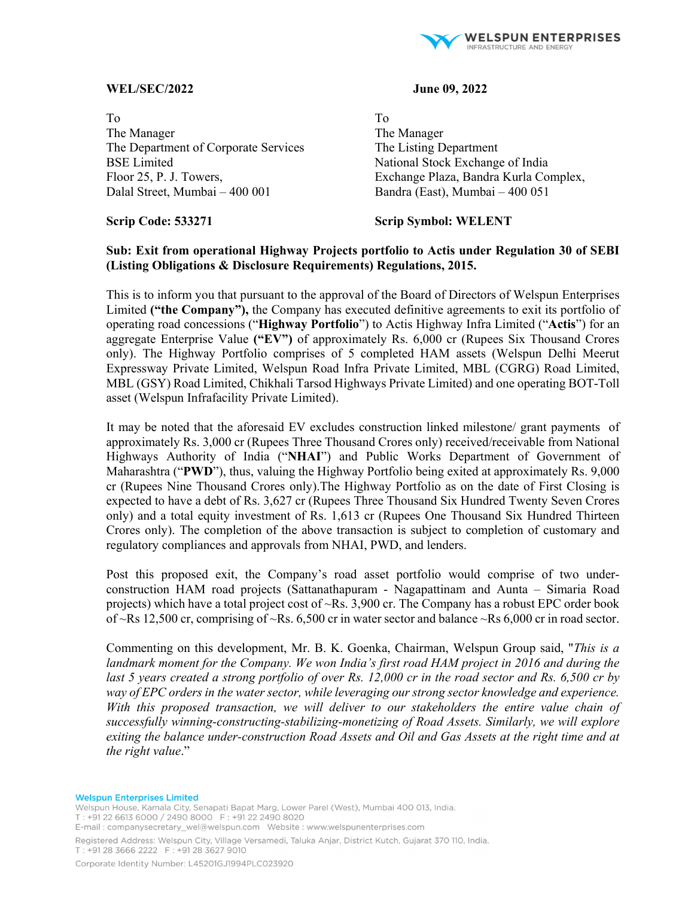**WEL/SEC/2022** **June 09, 2022**

To
The Manager
The Department of Corporate Services
BSE Limited
Floor 25, P. J. Towers,
Dalal Street, Mumbai – 400 001

To
The Manager
The Listing Department
National Stock Exchange of India
Exchange Plaza, Bandra Kurla Complex,
Bandra (East), Mumbai – 400 051

**Scrip Code: 533271** **Scrip Symbol: WELENT**

**Sub: Exit from operational Highway Projects portfolio to Actis under Regulation 30 of SEBI (Listing Obligations & Disclosure Requirements) Regulations, 2015.**

This is to inform you that pursuant to the approval of the Board of Directors of Welspun Enterprises Limited **("the Company"),** the Company has executed definitive agreements to exit its portfolio of operating road concessions ("**Highway Portfolio**") to Actis Highway Infra Limited ("**Actis**") for an aggregate Enterprise Value **("EV")** of approximately Rs. 6,000 cr (Rupees Six Thousand Crores only). The Highway Portfolio comprises of 5 completed HAM assets (Welspun Delhi Meerut Expressway Private Limited, Welspun Road Infra Private Limited, MBL (CGRG) Road Limited, MBL (GSY) Road Limited, Chikhali Tarsod Highways Private Limited) and one operating BOT-Toll asset (Welspun Infrafacility Private Limited).

It may be noted that the aforesaid EV excludes construction linked milestone/ grant payments of approximately Rs. 3,000 cr (Rupees Three Thousand Crores only) received/receivable from National Highways Authority of India ("**NHAI**") and Public Works Department of Government of Maharashtra ("**PWD**"), thus, valuing the Highway Portfolio being exited at approximately Rs. 9,000 cr (Rupees Nine Thousand Crores only).The Highway Portfolio as on the date of First Closing is expected to have a debt of Rs. 3,627 cr (Rupees Three Thousand Six Hundred Twenty Seven Crores only) and a total equity investment of Rs. 1,613 cr (Rupees One Thousand Six Hundred Thirteen Crores only). The completion of the above transaction is subject to completion of customary and regulatory compliances and approvals from NHAI, PWD, and lenders.

Post this proposed exit, the Company's road asset portfolio would comprise of two under-construction HAM road projects (Sattanathapuram - Nagapattinam and Aunta – Simaria Road projects) which have a total project cost of ~Rs. 3,900 cr. The Company has a robust EPC order book of ~Rs 12,500 cr, comprising of ~Rs. 6,500 cr in water sector and balance ~Rs 6,000 cr in road sector.

Commenting on this development, Mr. B. K. Goenka, Chairman, Welspun Group said, "*This is a landmark moment for the Company. We won India's first road HAM project in 2016 and during the last 5 years created a strong portfolio of over Rs. 12,000 cr in the road sector and Rs. 6,500 cr by way of EPC orders in the water sector, while leveraging our strong sector knowledge and experience. With this proposed transaction, we will deliver to our stakeholders the entire value chain of successfully winning-constructing-stabilizing-monetizing of Road Assets. Similarly, we will explore exiting the balance under-construction Road Assets and Oil and Gas Assets at the right time and at the right value*."

**Welspun Enterprises Limited**
Welspun House, Kamala City, Senapati Bapat Marg, Lower Parel (West), Mumbai 400 013, India.
T : +91 22 6613 6000 / 2490 8000 F : +91 22 2490 8020
E-mail : companysecretary_wel@welspun.com Website : www.welspunenterprises.com
Registered Address: Welspun City, Village Versamedi, Taluka Anjar, District Kutch, Gujarat 370 110, India.
T : +91 28 3666 2222 F : +91 28 3627 9010
Corporate Identity Number: L45201GJ1994PLC023920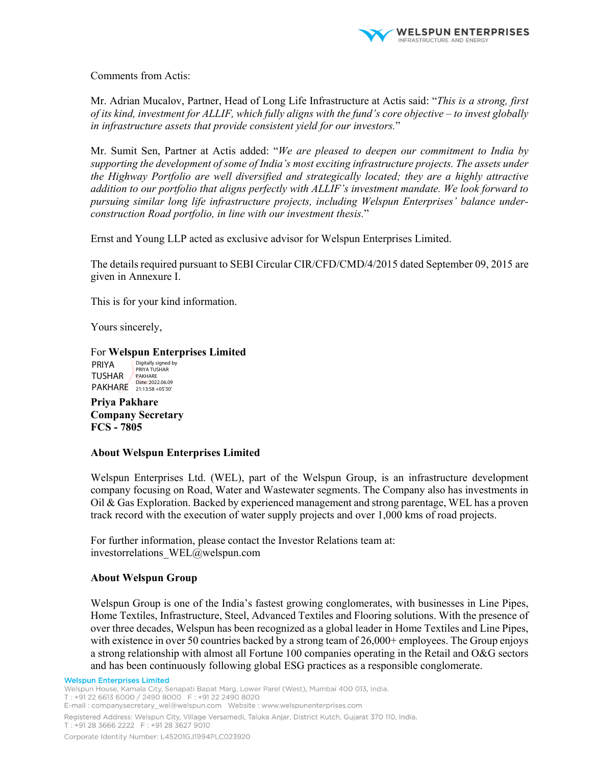Comments from Actis:

Mr. Adrian Mucalov, Partner, Head of Long Life Infrastructure at Actis said: "*This is a strong, first of its kind, investment for ALLIF, which fully aligns with the fund's core objective – to invest globally in infrastructure assets that provide consistent yield for our investors.*"

Mr. Sumit Sen, Partner at Actis added: "*We are pleased to deepen our commitment to India by supporting the development of some of India's most exciting infrastructure projects. The assets under the Highway Portfolio are well diversified and strategically located; they are a highly attractive addition to our portfolio that aligns perfectly with ALLIF's investment mandate. We look forward to pursuing similar long life infrastructure projects, including Welspun Enterprises' balance under-construction Road portfolio, in line with our investment thesis.*"

Ernst and Young LLP acted as exclusive advisor for Welspun Enterprises Limited.

The details required pursuant to SEBI Circular CIR/CFD/CMD/4/2015 dated September 09, 2015 are given in Annexure I.

This is for your kind information.

Yours sincerely,

For **Welspun Enterprises Limited**

PRIYA TUSHAR PAKHARE
Digitally signed by PRIYA TUSHAR PAKHARE
Date: 2022.06.09 21:13:58 +05'30'

**Priya Pakhare**
**Company Secretary**
**FCS - 7805**

### About Welspun Enterprises Limited

Welspun Enterprises Ltd. (WEL), part of the Welspun Group, is an infrastructure development company focusing on Road, Water and Wastewater segments. The Company also has investments in Oil & Gas Exploration. Backed by experienced management and strong parentage, WEL has a proven track record with the execution of water supply projects and over 1,000 kms of road projects.

For further information, please contact the Investor Relations team at:
investorrelations_WEL@welspun.com

### About Welspun Group

Welspun Group is one of the India's fastest growing conglomerates, with businesses in Line Pipes, Home Textiles, Infrastructure, Steel, Advanced Textiles and Flooring solutions. With the presence of over three decades, Welspun has been recognized as a global leader in Home Textiles and Line Pipes, with existence in over 50 countries backed by a strong team of 26,000+ employees. The Group enjoys a strong relationship with almost all Fortune 100 companies operating in the Retail and O&G sectors and has been continuously following global ESG practices as a responsible conglomerate.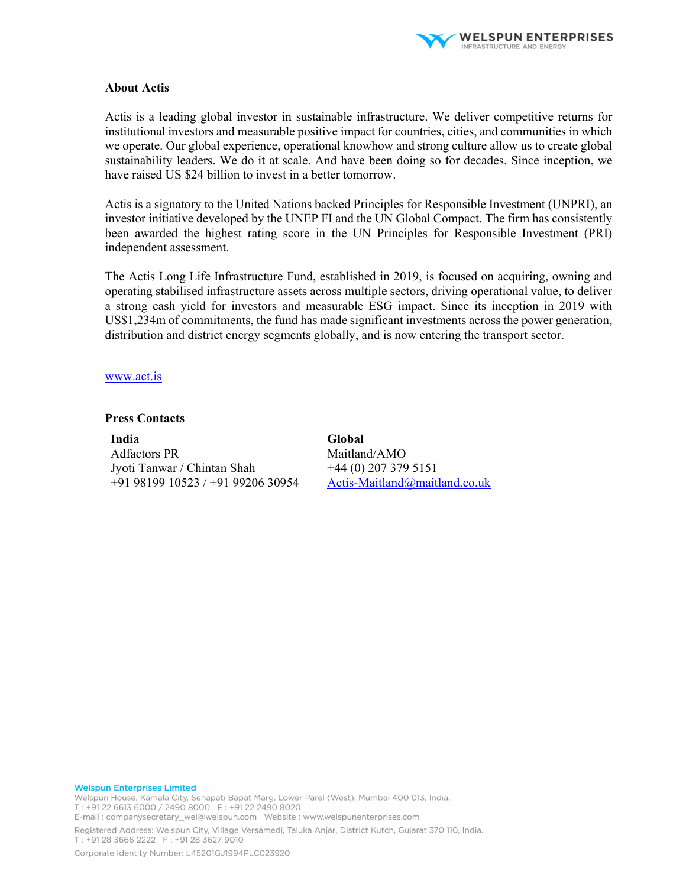**About Actis**

Actis is a leading global investor in sustainable infrastructure. We deliver competitive returns for institutional investors and measurable positive impact for countries, cities, and communities in which we operate. Our global experience, operational knowhow and strong culture allow us to create global sustainability leaders. We do it at scale. And have been doing so for decades. Since inception, we have raised US $24 billion to invest in a better tomorrow.

Actis is a signatory to the United Nations backed Principles for Responsible Investment (UNPRI), an investor initiative developed by the UNEP FI and the UN Global Compact. The firm has consistently been awarded the highest rating score in the UN Principles for Responsible Investment (PRI) independent assessment.

The Actis Long Life Infrastructure Fund, established in 2019, is focused on acquiring, owning and operating stabilised infrastructure assets across multiple sectors, driving operational value, to deliver a strong cash yield for investors and measurable ESG impact. Since its inception in 2019 with US$1,234m of commitments, the fund has made significant investments across the power generation, distribution and district energy segments globally, and is now entering the transport sector.

www.act.is

**Press Contacts**

| **India** | **Global** |
|---|---|
| Adfactors PR | Maitland/AMO |
| Jyoti Tanwar / Chintan Shah | +44 (0) 207 379 5151 |
| +91 98199 10523 / +91 99206 30954 | Actis-Maitland@maitland.co.uk |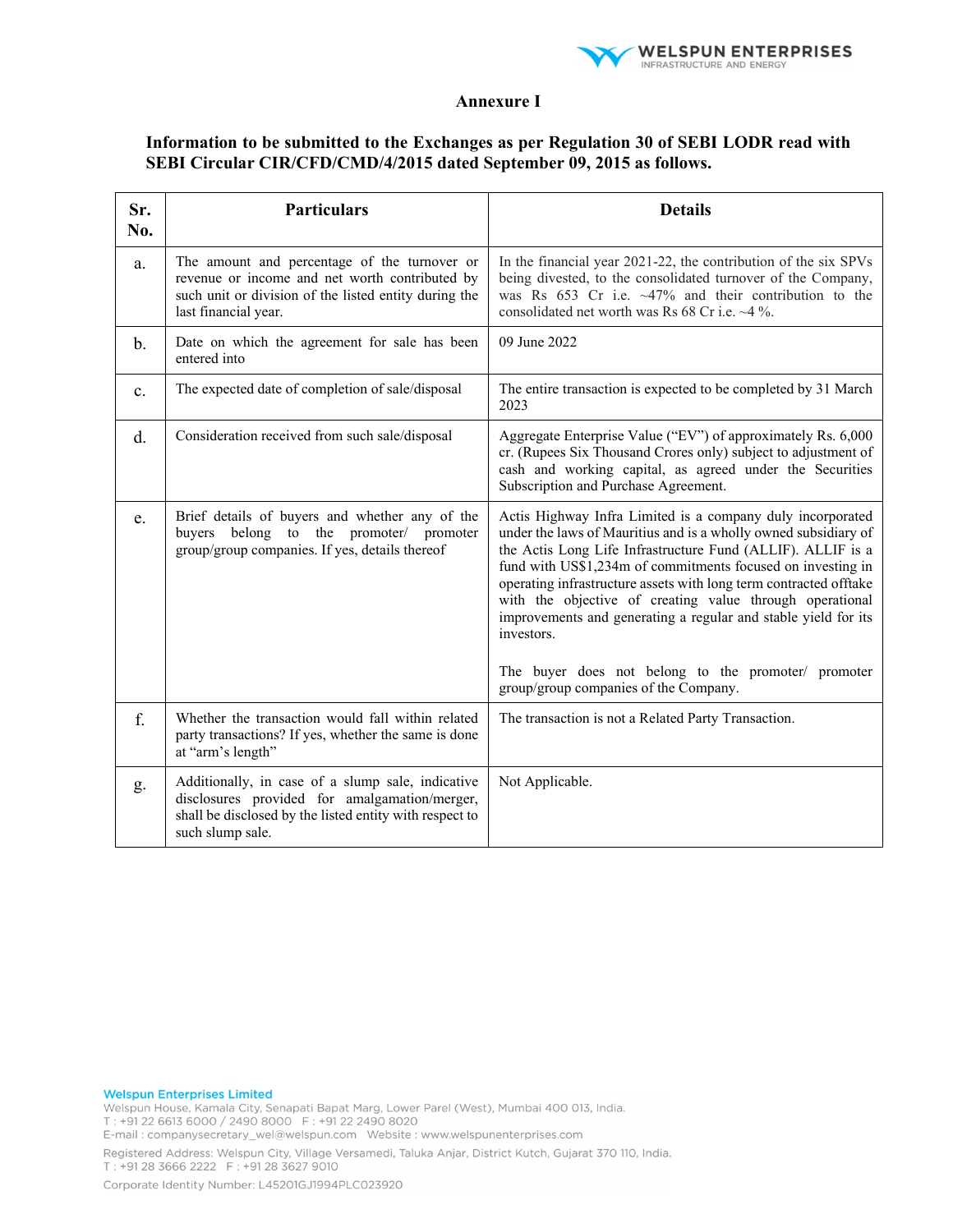# Annexure I

**Information to be submitted to the Exchanges as per Regulation 30 of SEBI LODR read with SEBI Circular CIR/CFD/CMD/4/2015 dated September 09, 2015 as follows.**

| Sr. No. | Particulars | Details |
|---|---|---|
| a. | The amount and percentage of the turnover or revenue or income and net worth contributed by such unit or division of the listed entity during the last financial year. | In the financial year 2021-22, the contribution of the six SPVs being divested, to the consolidated turnover of the Company, was Rs 653 Cr i.e. ~47% and their contribution to the consolidated net worth was Rs 68 Cr i.e. ~4 %. |
| b. | Date on which the agreement for sale has been entered into | 09 June 2022 |
| c. | The expected date of completion of sale/disposal | The entire transaction is expected to be completed by 31 March 2023 |
| d. | Consideration received from such sale/disposal | Aggregate Enterprise Value ("EV") of approximately Rs. 6,000 cr. (Rupees Six Thousand Crores only) subject to adjustment of cash and working capital, as agreed under the Securities Subscription and Purchase Agreement. |
| e. | Brief details of buyers and whether any of the buyers belong to the promoter/ promoter group/group companies. If yes, details thereof | Actis Highway Infra Limited is a company duly incorporated under the laws of Mauritius and is a wholly owned subsidiary of the Actis Long Life Infrastructure Fund (ALLIF). ALLIF is a fund with US$1,234m of commitments focused on investing in operating infrastructure assets with long term contracted offtake with the objective of creating value through operational improvements and generating a regular and stable yield for its investors.<br><br>The buyer does not belong to the promoter/ promoter group/group companies of the Company. |
| f. | Whether the transaction would fall within related party transactions? If yes, whether the same is done at "arm's length" | The transaction is not a Related Party Transaction. |
| g. | Additionally, in case of a slump sale, indicative disclosures provided for amalgamation/merger, shall be disclosed by the listed entity with respect to such slump sale. | Not Applicable. |

**Welspun Enterprises Limited**
Welspun House, Kamala City, Senapati Bapat Marg, Lower Parel (West), Mumbai 400 013, India.
T : +91 22 6613 6000 / 2490 8000 F : +91 22 2490 8020
E-mail : companysecretary_wel@welspun.com Website : www.welspunenterprises.com
Registered Address: Welspun City, Village Versamedi, Taluka Anjar, District Kutch, Gujarat 370 110, India.
T : +91 28 3666 2222 F : +91 28 3627 9010
Corporate Identity Number: L45201GJ1994PLC023920